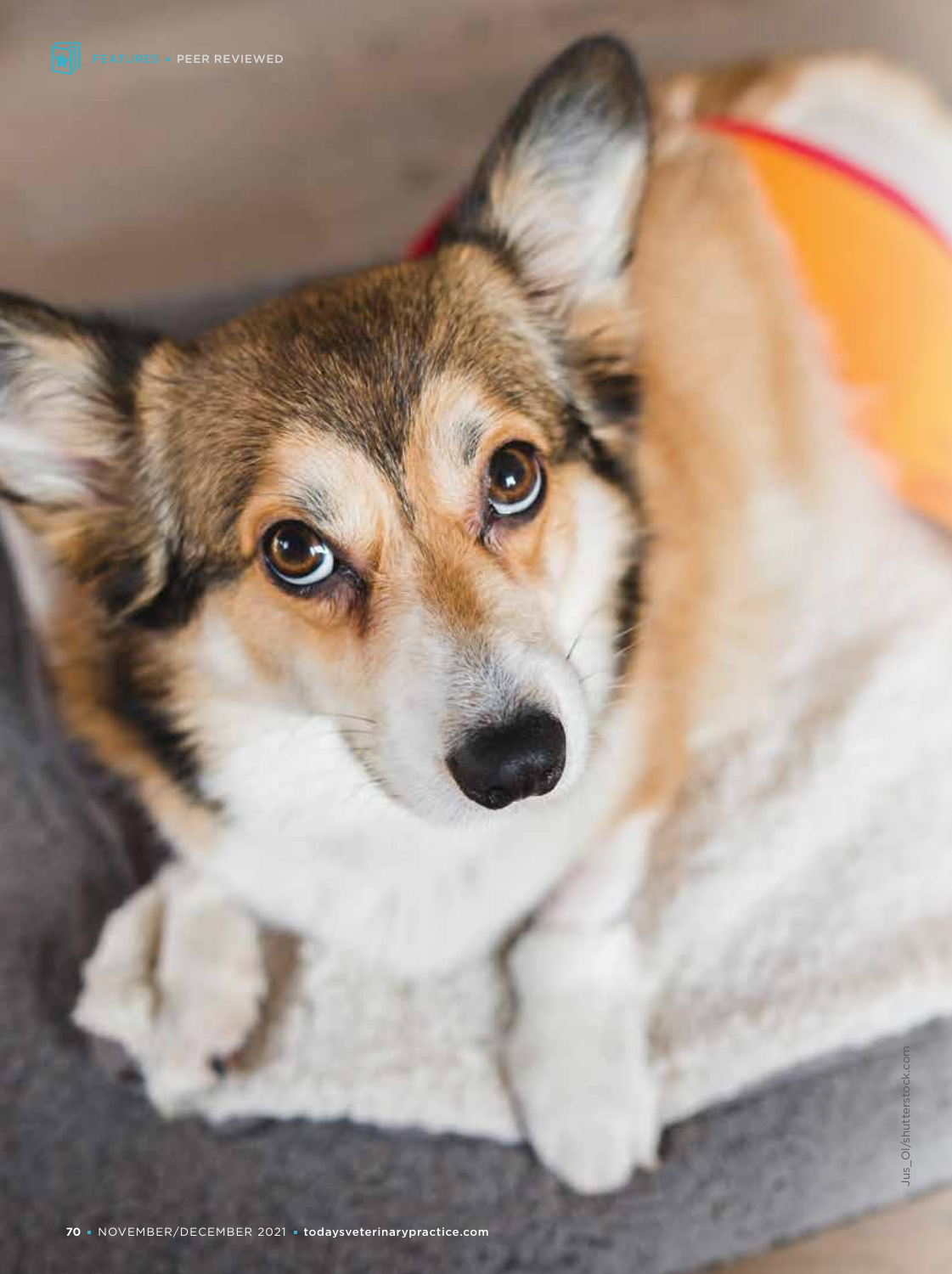Jus_Ol/shutterstock.com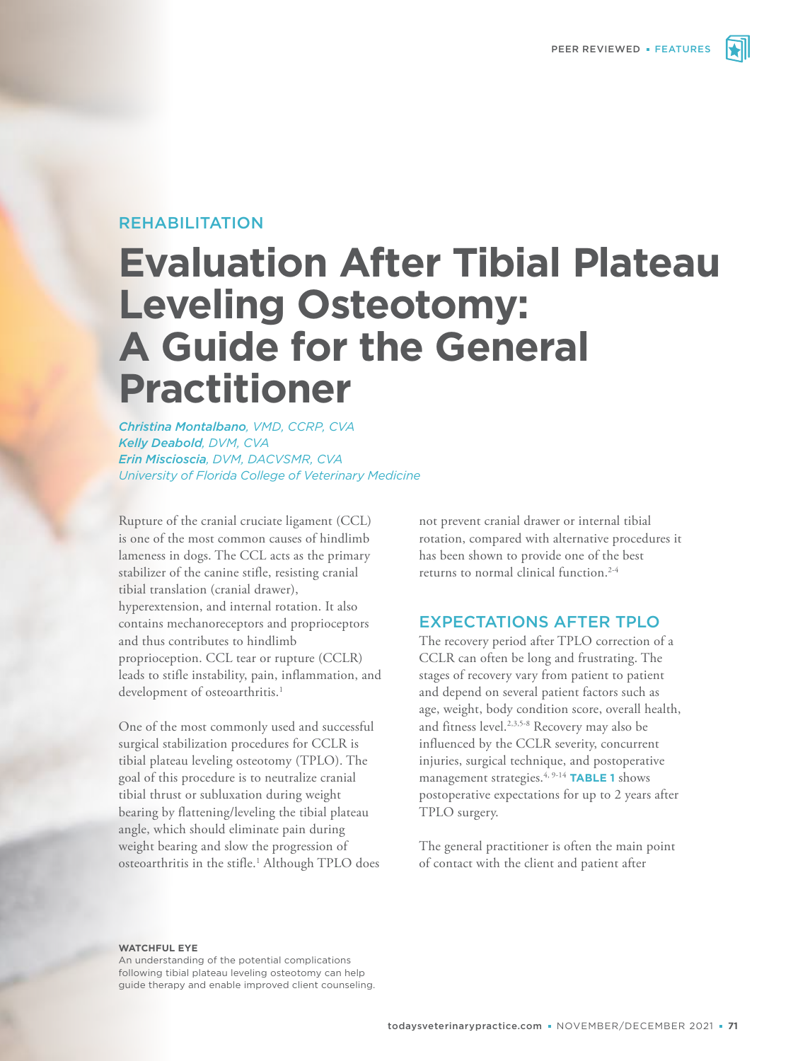REHABILITATION

# Evaluation After Tibial Plateau Leveling Osteotomy: A Guide for the General Practitioner

*Christina Montalbano, VMD, CCRP, CVA*
*Kelly Deabold, DVM, CVA*
*Erin Miscioscia, DVM, DACVSMR, CVA*
*University of Florida College of Veterinary Medicine*

Rupture of the cranial cruciate ligament (CCL) is one of the most common causes of hindlimb lameness in dogs. The CCL acts as the primary stabilizer of the canine stifle, resisting cranial tibial translation (cranial drawer), hyperextension, and internal rotation. It also contains mechanoreceptors and proprioceptors and thus contributes to hindlimb proprioception. CCL tear or rupture (CCLR) leads to stifle instability, pain, inflammation, and development of osteoarthritis.[1]

One of the most commonly used and successful surgical stabilization procedures for CCLR is tibial plateau leveling osteotomy (TPLO). The goal of this procedure is to neutralize cranial tibial thrust or subluxation during weight bearing by flattening/leveling the tibial plateau angle, which should eliminate pain during weight bearing and slow the progression of osteoarthritis in the stifle.[1] Although TPLO does not prevent cranial drawer or internal tibial rotation, compared with alternative procedures it has been shown to provide one of the best returns to normal clinical function.[2-4]

## EXPECTATIONS AFTER TPLO

The recovery period after TPLO correction of a CCLR can often be long and frustrating. The stages of recovery vary from patient to patient and depend on several patient factors such as age, weight, body condition score, overall health, and fitness level.[2,3,5-8] Recovery may also be influenced by the CCLR severity, concurrent injuries, surgical technique, and postoperative management strategies.[4,9-14] **TABLE 1** shows postoperative expectations for up to 2 years after TPLO surgery.

The general practitioner is often the main point of contact with the client and patient after

**WATCHFUL EYE**
An understanding of the potential complications following tibial plateau leveling osteotomy can help guide therapy and enable improved client counseling.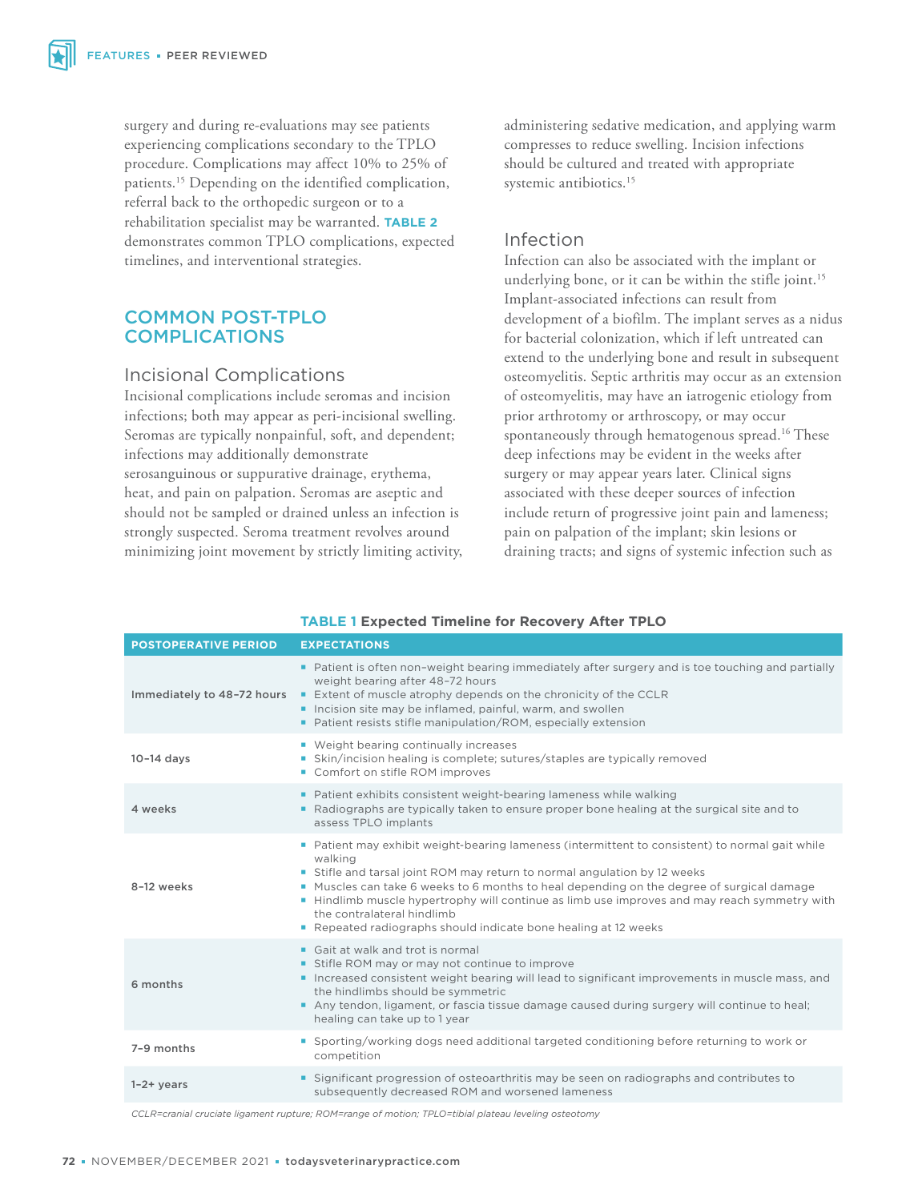surgery and during re-evaluations may see patients experiencing complications secondary to the TPLO procedure. Complications may affect 10% to 25% of patients.[15] Depending on the identified complication, referral back to the orthopedic surgeon or to a rehabilitation specialist may be warranted. **TABLE 2** demonstrates common TPLO complications, expected timelines, and interventional strategies.

## COMMON POST-TPLO COMPLICATIONS

### Incisional Complications

Incisional complications include seromas and incision infections; both may appear as peri-incisional swelling. Seromas are typically nonpainful, soft, and dependent; infections may additionally demonstrate serosanguinous or suppurative drainage, erythema, heat, and pain on palpation. Seromas are aseptic and should not be sampled or drained unless an infection is strongly suspected. Seroma treatment revolves around minimizing joint movement by strictly limiting activity, administering sedative medication, and applying warm compresses to reduce swelling. Incision infections should be cultured and treated with appropriate systemic antibiotics.[15]

### Infection

Infection can also be associated with the implant or underlying bone, or it can be within the stifle joint.[15] Implant-associated infections can result from development of a biofilm. The implant serves as a nidus for bacterial colonization, which if left untreated can extend to the underlying bone and result in subsequent osteomyelitis. Septic arthritis may occur as an extension of osteomyelitis, may have an iatrogenic etiology from prior arthrotomy or arthroscopy, or may occur spontaneously through hematogenous spread.[16] These deep infections may be evident in the weeks after surgery or may appear years later. Clinical signs associated with these deeper sources of infection include return of progressive joint pain and lameness; pain on palpation of the implant; skin lesions or draining tracts; and signs of systemic infection such as

**TABLE 1 Expected Timeline for Recovery After TPLO**

| POSTOPERATIVE PERIOD | EXPECTATIONS |
|---|---|
| Immediately to 48–72 hours | ▪ Patient is often non–weight bearing immediately after surgery and is toe touching and partially weight bearing after 48–72 hours<br>▪ Extent of muscle atrophy depends on the chronicity of the CCLR<br>▪ Incision site may be inflamed, painful, warm, and swollen<br>▪ Patient resists stifle manipulation/ROM, especially extension |
| 10–14 days | ▪ Weight bearing continually increases<br>▪ Skin/incision healing is complete; sutures/staples are typically removed<br>▪ Comfort on stifle ROM improves |
| 4 weeks | ▪ Patient exhibits consistent weight-bearing lameness while walking<br>▪ Radiographs are typically taken to ensure proper bone healing at the surgical site and to assess TPLO implants |
| 8–12 weeks | ▪ Patient may exhibit weight-bearing lameness (intermittent to consistent) to normal gait while walking<br>▪ Stifle and tarsal joint ROM may return to normal angulation by 12 weeks<br>▪ Muscles can take 6 weeks to 6 months to heal depending on the degree of surgical damage<br>▪ Hindlimb muscle hypertrophy will continue as limb use improves and may reach symmetry with the contralateral hindlimb<br>▪ Repeated radiographs should indicate bone healing at 12 weeks |
| 6 months | ▪ Gait at walk and trot is normal<br>▪ Stifle ROM may or may not continue to improve<br>▪ Increased consistent weight bearing will lead to significant improvements in muscle mass, and the hindlimbs should be symmetric<br>▪ Any tendon, ligament, or fascia tissue damage caused during surgery will continue to heal; healing can take up to 1 year |
| 7–9 months | ▪ Sporting/working dogs need additional targeted conditioning before returning to work or competition |
| 1–2+ years | ▪ Significant progression of osteoarthritis may be seen on radiographs and contributes to subsequently decreased ROM and worsened lameness |

*CCLR=cranial cruciate ligament rupture; ROM=range of motion; TPLO=tibial plateau leveling osteotomy*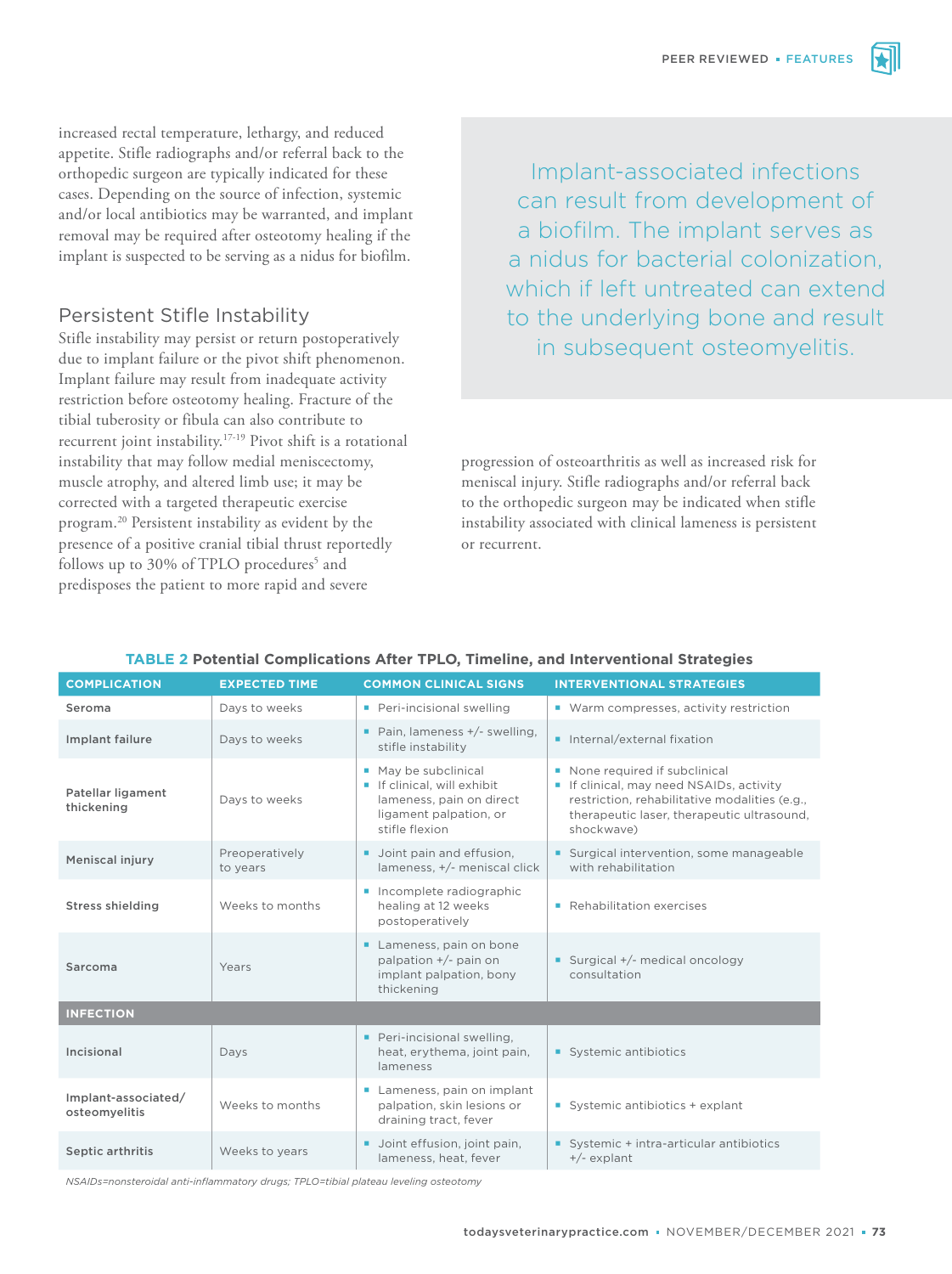increased rectal temperature, lethargy, and reduced appetite. Stifle radiographs and/or referral back to the orthopedic surgeon are typically indicated for these cases. Depending on the source of infection, systemic and/or local antibiotics may be warranted, and implant removal may be required after osteotomy healing if the implant is suspected to be serving as a nidus for biofilm.

> Implant-associated infections can result from development of a biofilm. The implant serves as a nidus for bacterial colonization, which if left untreated can extend to the underlying bone and result in subsequent osteomyelitis.

## Persistent Stifle Instability

Stifle instability may persist or return postoperatively due to implant failure or the pivot shift phenomenon. Implant failure may result from inadequate activity restriction before osteotomy healing. Fracture of the tibial tuberosity or fibula can also contribute to recurrent joint instability.[17-19] Pivot shift is a rotational instability that may follow medial meniscectomy, muscle atrophy, and altered limb use; it may be corrected with a targeted therapeutic exercise program.[20] Persistent instability as evident by the presence of a positive cranial tibial thrust reportedly follows up to 30% of TPLO procedures[5] and predisposes the patient to more rapid and severe progression of osteoarthritis as well as increased risk for meniscal injury. Stifle radiographs and/or referral back to the orthopedic surgeon may be indicated when stifle instability associated with clinical lameness is persistent or recurrent.

**TABLE 2 Potential Complications After TPLO, Timeline, and Interventional Strategies**

| COMPLICATION | EXPECTED TIME | COMMON CLINICAL SIGNS | INTERVENTIONAL STRATEGIES |
|---|---|---|---|
| Seroma | Days to weeks | ▪ Peri-incisional swelling | ▪ Warm compresses, activity restriction |
| Implant failure | Days to weeks | ▪ Pain, lameness +/- swelling, stifle instability | ▪ Internal/external fixation |
| Patellar ligament thickening | Days to weeks | ▪ May be subclinical<br>▪ If clinical, will exhibit lameness, pain on direct ligament palpation, or stifle flexion | ▪ None required if subclinical<br>▪ If clinical, may need NSAIDs, activity restriction, rehabilitative modalities (e.g., therapeutic laser, therapeutic ultrasound, shockwave) |
| Meniscal injury | Preoperatively to years | ▪ Joint pain and effusion, lameness, +/- meniscal click | ▪ Surgical intervention, some manageable with rehabilitation |
| Stress shielding | Weeks to months | ▪ Incomplete radiographic healing at 12 weeks postoperatively | ▪ Rehabilitation exercises |
| Sarcoma | Years | ▪ Lameness, pain on bone palpation +/- pain on implant palpation, bony thickening | ▪ Surgical +/- medical oncology consultation |
| **INFECTION** | | | |
| Incisional | Days | ▪ Peri-incisional swelling, heat, erythema, joint pain, lameness | ▪ Systemic antibiotics |
| Implant-associated/ osteomyelitis | Weeks to months | ▪ Lameness, pain on implant palpation, skin lesions or draining tract, fever | ▪ Systemic antibiotics + explant |
| Septic arthritis | Weeks to years | ▪ Joint effusion, joint pain, lameness, heat, fever | ▪ Systemic + intra-articular antibiotics +/- explant |

*NSAIDs=nonsteroidal anti-inflammatory drugs; TPLO=tibial plateau leveling osteotomy*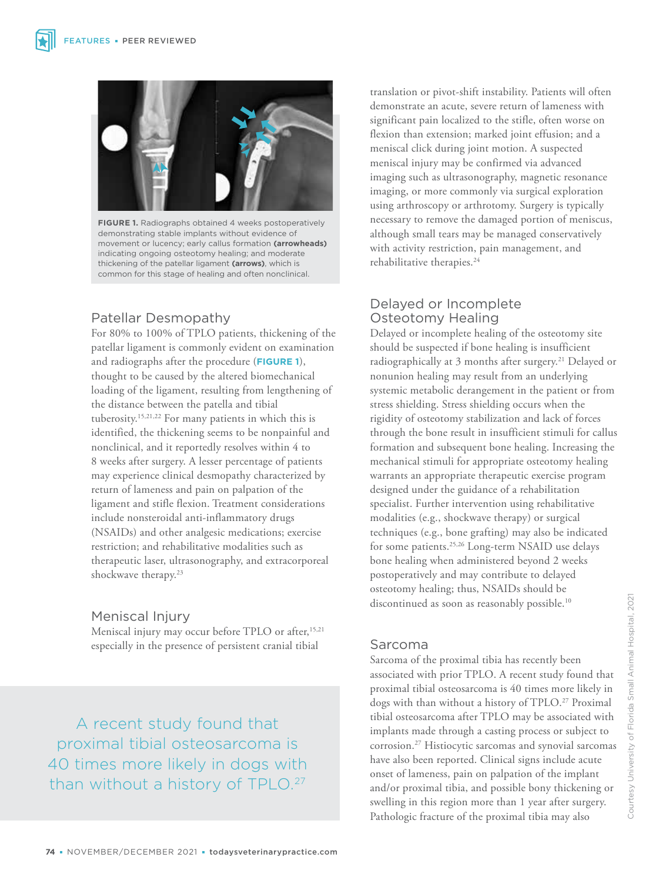FIGURE 1. Radiographs obtained 4 weeks postoperatively demonstrating stable implants without evidence of movement or lucency; early callus formation **(arrowheads)** indicating ongoing osteotomy healing; and moderate thickening of the patellar ligament **(arrows)**, which is common for this stage of healing and often nonclinical.

## Patellar Desmopathy

For 80% to 100% of TPLO patients, thickening of the patellar ligament is commonly evident on examination and radiographs after the procedure (**FIGURE 1**), thought to be caused by the altered biomechanical loading of the ligament, resulting from lengthening of the distance between the patella and tibial tuberosity.[15,21,22] For many patients in which this is identified, the thickening seems to be nonpainful and nonclinical, and it reportedly resolves within 4 to 8 weeks after surgery. A lesser percentage of patients may experience clinical desmopathy characterized by return of lameness and pain on palpation of the ligament and stifle flexion. Treatment considerations include nonsteroidal anti-inflammatory drugs (NSAIDs) and other analgesic medications; exercise restriction; and rehabilitative modalities such as therapeutic laser, ultrasonography, and extracorporeal shockwave therapy.[23]

## Meniscal Injury

Meniscal injury may occur before TPLO or after,[15,21] especially in the presence of persistent cranial tibial translation or pivot-shift instability. Patients will often demonstrate an acute, severe return of lameness with significant pain localized to the stifle, often worse on flexion than extension; marked joint effusion; and a meniscal click during joint motion. A suspected meniscal injury may be confirmed via advanced imaging such as ultrasonography, magnetic resonance imaging, or more commonly via surgical exploration using arthroscopy or arthrotomy. Surgery is typically necessary to remove the damaged portion of meniscus, although small tears may be managed conservatively with activity restriction, pain management, and rehabilitative therapies.[24]

## Delayed or Incomplete Osteotomy Healing

Delayed or incomplete healing of the osteotomy site should be suspected if bone healing is insufficient radiographically at 3 months after surgery.[21] Delayed or nonunion healing may result from an underlying systemic metabolic derangement in the patient or from stress shielding. Stress shielding occurs when the rigidity of osteotomy stabilization and lack of forces through the bone result in insufficient stimuli for callus formation and subsequent bone healing. Increasing the mechanical stimuli for appropriate osteotomy healing warrants an appropriate therapeutic exercise program designed under the guidance of a rehabilitation specialist. Further intervention using rehabilitative modalities (e.g., shockwave therapy) or surgical techniques (e.g., bone grafting) may also be indicated for some patients.[25,26] Long-term NSAID use delays bone healing when administered beyond 2 weeks postoperatively and may contribute to delayed osteotomy healing; thus, NSAIDs should be discontinued as soon as reasonably possible.[10]

## Sarcoma

Sarcoma of the proximal tibia has recently been associated with prior TPLO. A recent study found that proximal tibial osteosarcoma is 40 times more likely in dogs with than without a history of TPLO.[27] Proximal tibial osteosarcoma after TPLO may be associated with implants made through a casting process or subject to corrosion.[27] Histiocytic sarcomas and synovial sarcomas have also been reported. Clinical signs include acute onset of lameness, pain on palpation of the implant and/or proximal tibia, and possible bony thickening or swelling in this region more than 1 year after surgery. Pathologic fracture of the proximal tibia may also

> A recent study found that proximal tibial osteosarcoma is 40 times more likely in dogs with than without a history of TPLO.[27]

Courtesy University of Florida Small Animal Hospital, 2021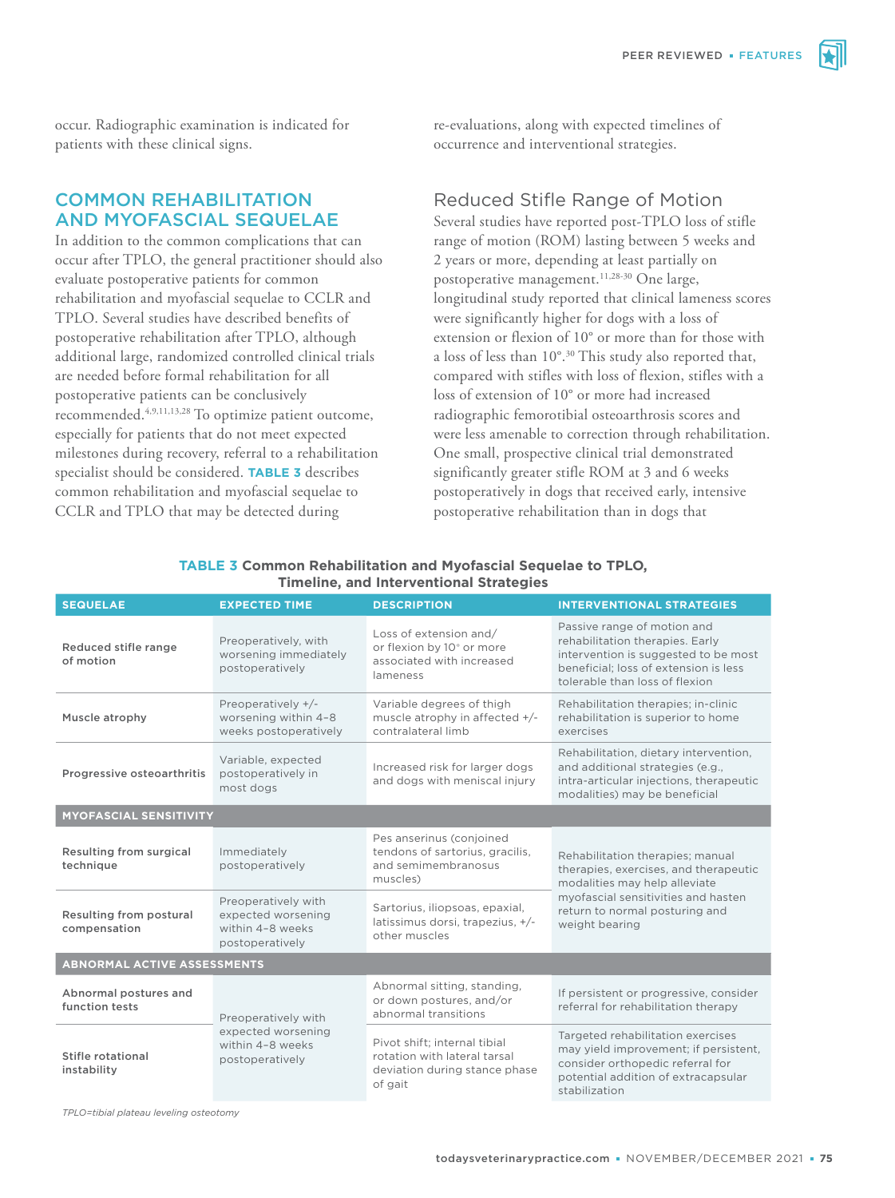occur. Radiographic examination is indicated for patients with these clinical signs.

## COMMON REHABILITATION AND MYOFASCIAL SEQUELAE

In addition to the common complications that can occur after TPLO, the general practitioner should also evaluate postoperative patients for common rehabilitation and myofascial sequelae to CCLR and TPLO. Several studies have described benefits of postoperative rehabilitation after TPLO, although additional large, randomized controlled clinical trials are needed before formal rehabilitation for all postoperative patients can be conclusively recommended.[4,9,11,13,28] To optimize patient outcome, especially for patients that do not meet expected milestones during recovery, referral to a rehabilitation specialist should be considered. **TABLE 3** describes common rehabilitation and myofascial sequelae to CCLR and TPLO that may be detected during re-evaluations, along with expected timelines of occurrence and interventional strategies.

### Reduced Stifle Range of Motion

Several studies have reported post-TPLO loss of stifle range of motion (ROM) lasting between 5 weeks and 2 years or more, depending at least partially on postoperative management.[11,28-30] One large, longitudinal study reported that clinical lameness scores were significantly higher for dogs with a loss of extension or flexion of 10° or more than for those with a loss of less than 10°.[30] This study also reported that, compared with stifles with loss of flexion, stifles with a loss of extension of 10° or more had increased radiographic femorotibial osteoarthrosis scores and were less amenable to correction through rehabilitation. One small, prospective clinical trial demonstrated significantly greater stifle ROM at 3 and 6 weeks postoperatively in dogs that received early, intensive postoperative rehabilitation than in dogs that

**TABLE 3 Common Rehabilitation and Myofascial Sequelae to TPLO, Timeline, and Interventional Strategies**

| SEQUELAE | EXPECTED TIME | DESCRIPTION | INTERVENTIONAL STRATEGIES |
|---|---|---|---|
| **Reduced stifle range of motion** | Preoperatively, with worsening immediately postoperatively | Loss of extension and/or flexion by 10° or more associated with increased lameness | Passive range of motion and rehabilitation therapies. Early intervention is suggested to be most beneficial; loss of extension is less tolerable than loss of flexion |
| **Muscle atrophy** | Preoperatively +/- worsening within 4–8 weeks postoperatively | Variable degrees of thigh muscle atrophy in affected +/- contralateral limb | Rehabilitation therapies; in-clinic rehabilitation is superior to home exercises |
| **Progressive osteoarthritis** | Variable, expected postoperatively in most dogs | Increased risk for larger dogs and dogs with meniscal injury | Rehabilitation, dietary intervention, and additional strategies (e.g., intra-articular injections, therapeutic modalities) may be beneficial |
| **MYOFASCIAL SENSITIVITY** | | | |
| **Resulting from surgical technique** | Immediately postoperatively | Pes anserinus (conjoined tendons of sartorius, gracilis, and semimembranosus muscles) | Rehabilitation therapies; manual therapies, exercises, and therapeutic modalities may help alleviate myofascial sensitivities and hasten return to normal posturing and weight bearing |
| **Resulting from postural compensation** | Preoperatively with expected worsening within 4–8 weeks postoperatively | Sartorius, iliopsoas, epaxial, latissimus dorsi, trapezius, +/- other muscles | |
| **ABNORMAL ACTIVE ASSESSMENTS** | | | |
| **Abnormal postures and function tests** | Preoperatively with expected worsening within 4–8 weeks postoperatively | Abnormal sitting, standing, or down postures, and/or abnormal transitions | If persistent or progressive, consider referral for rehabilitation therapy |
| **Stifle rotational instability** | | Pivot shift; internal tibial rotation with lateral tarsal deviation during stance phase of gait | Targeted rehabilitation exercises may yield improvement; if persistent, consider orthopedic referral for potential addition of extracapsular stabilization |

*TPLO=tibial plateau leveling osteotomy*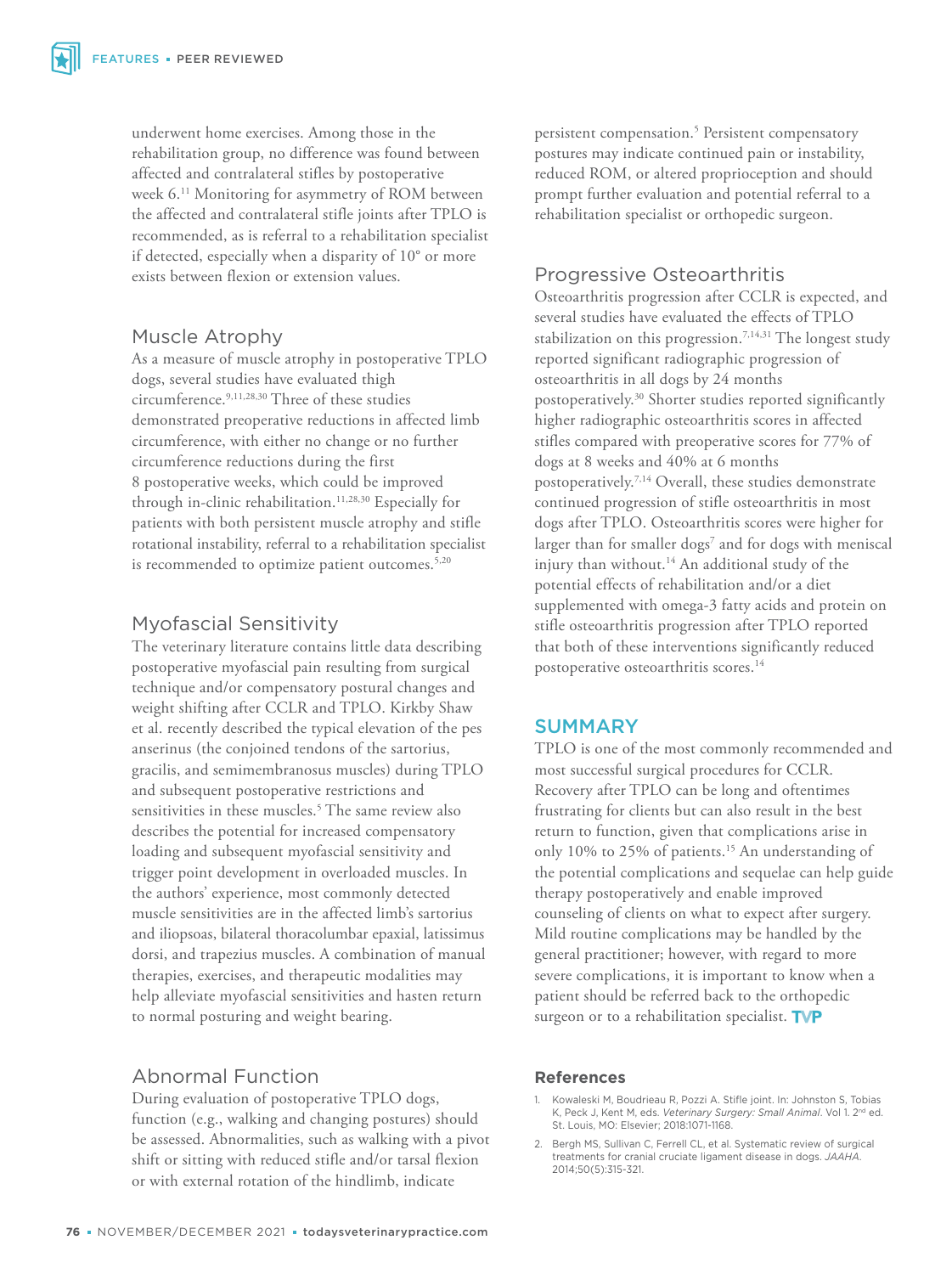underwent home exercises. Among those in the rehabilitation group, no difference was found between affected and contralateral stifles by postoperative week 6.[11] Monitoring for asymmetry of ROM between the affected and contralateral stifle joints after TPLO is recommended, as is referral to a rehabilitation specialist if detected, especially when a disparity of 10° or more exists between flexion or extension values.

## Muscle Atrophy

As a measure of muscle atrophy in postoperative TPLO dogs, several studies have evaluated thigh circumference.[9,11,28,30] Three of these studies demonstrated preoperative reductions in affected limb circumference, with either no change or no further circumference reductions during the first 8 postoperative weeks, which could be improved through in-clinic rehabilitation.[11,28,30] Especially for patients with both persistent muscle atrophy and stifle rotational instability, referral to a rehabilitation specialist is recommended to optimize patient outcomes.[5,20]

## Myofascial Sensitivity

The veterinary literature contains little data describing postoperative myofascial pain resulting from surgical technique and/or compensatory postural changes and weight shifting after CCLR and TPLO. Kirkby Shaw et al. recently described the typical elevation of the pes anserinus (the conjoined tendons of the sartorius, gracilis, and semimembranosus muscles) during TPLO and subsequent postoperative restrictions and sensitivities in these muscles.[5] The same review also describes the potential for increased compensatory loading and subsequent myofascial sensitivity and trigger point development in overloaded muscles. In the authors' experience, most commonly detected muscle sensitivities are in the affected limb's sartorius and iliopsoas, bilateral thoracolumbar epaxial, latissimus dorsi, and trapezius muscles. A combination of manual therapies, exercises, and therapeutic modalities may help alleviate myofascial sensitivities and hasten return to normal posturing and weight bearing.

## Abnormal Function

During evaluation of postoperative TPLO dogs, function (e.g., walking and changing postures) should be assessed. Abnormalities, such as walking with a pivot shift or sitting with reduced stifle and/or tarsal flexion or with external rotation of the hindlimb, indicate persistent compensation.[5] Persistent compensatory postures may indicate continued pain or instability, reduced ROM, or altered proprioception and should prompt further evaluation and potential referral to a rehabilitation specialist or orthopedic surgeon.

## Progressive Osteoarthritis

Osteoarthritis progression after CCLR is expected, and several studies have evaluated the effects of TPLO stabilization on this progression.[7,14,31] The longest study reported significant radiographic progression of osteoarthritis in all dogs by 24 months postoperatively.[30] Shorter studies reported significantly higher radiographic osteoarthritis scores in affected stifles compared with preoperative scores for 77% of dogs at 8 weeks and 40% at 6 months postoperatively.[7,14] Overall, these studies demonstrate continued progression of stifle osteoarthritis in most dogs after TPLO. Osteoarthritis scores were higher for larger than for smaller dogs[7] and for dogs with meniscal injury than without.[14] An additional study of the potential effects of rehabilitation and/or a diet supplemented with omega-3 fatty acids and protein on stifle osteoarthritis progression after TPLO reported that both of these interventions significantly reduced postoperative osteoarthritis scores.[14]

## SUMMARY

TPLO is one of the most commonly recommended and most successful surgical procedures for CCLR. Recovery after TPLO can be long and oftentimes frustrating for clients but can also result in the best return to function, given that complications arise in only 10% to 25% of patients.[15] An understanding of the potential complications and sequelae can help guide therapy postoperatively and enable improved counseling of clients on what to expect after surgery. Mild routine complications may be handled by the general practitioner; however, with regard to more severe complications, it is important to know when a patient should be referred back to the orthopedic surgeon or to a rehabilitation specialist.

### References

1. Kowaleski M, Boudrieau R, Pozzi A. Stifle joint. In: Johnston S, Tobias K, Peck J, Kent M, eds. *Veterinary Surgery: Small Animal*. Vol 1. 2nd ed. St. Louis, MO: Elsevier; 2018:1071-1168.
2. Bergh MS, Sullivan C, Ferrell CL, et al. Systematic review of surgical treatments for cranial cruciate ligament disease in dogs. *JAAHA*. 2014;50(5):315-321.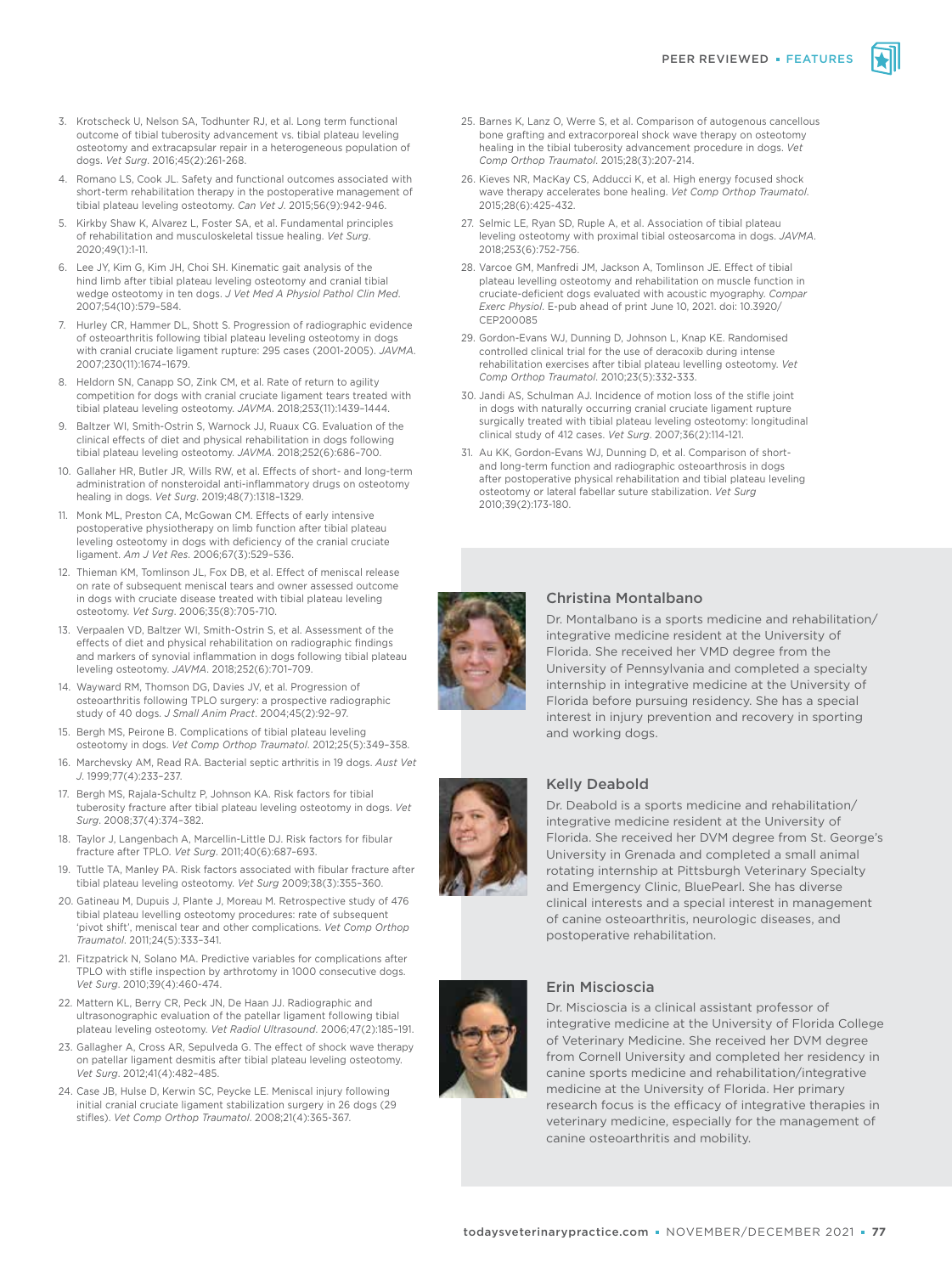3. Krotscheck U, Nelson SA, Todhunter RJ, et al. Long term functional outcome of tibial tuberosity advancement vs. tibial plateau leveling osteotomy and extracapsular repair in a heterogeneous population of dogs. *Vet Surg*. 2016;45(2):261-268.
4. Romano LS, Cook JL. Safety and functional outcomes associated with short-term rehabilitation therapy in the postoperative management of tibial plateau leveling osteotomy. *Can Vet J*. 2015;56(9):942-946.
5. Kirkby Shaw K, Alvarez L, Foster SA, et al. Fundamental principles of rehabilitation and musculoskeletal tissue healing. *Vet Surg*. 2020;49(1):1-11.
6. Lee JY, Kim G, Kim JH, Choi SH. Kinematic gait analysis of the hind limb after tibial plateau leveling osteotomy and cranial tibial wedge osteotomy in ten dogs. *J Vet Med A Physiol Pathol Clin Med*. 2007;54(10):579–584.
7. Hurley CR, Hammer DL, Shott S. Progression of radiographic evidence of osteoarthritis following tibial plateau leveling osteotomy in dogs with cranial cruciate ligament rupture: 295 cases (2001-2005). *JAVMA*. 2007;230(11):1674–1679.
8. Heldorn SN, Canapp SO, Zink CM, et al. Rate of return to agility competition for dogs with cranial cruciate ligament tears treated with tibial plateau leveling osteotomy. *JAVMA*. 2018;253(11):1439–1444.
9. Baltzer WI, Smith-Ostrin S, Warnock JJ, Ruaux CG. Evaluation of the clinical effects of diet and physical rehabilitation in dogs following tibial plateau leveling osteotomy. *JAVMA*. 2018;252(6):686–700.
10. Gallaher HR, Butler JR, Wills RW, et al. Effects of short- and long-term administration of nonsteroidal anti-inflammatory drugs on osteotomy healing in dogs. *Vet Surg*. 2019;48(7):1318–1329.
11. Monk ML, Preston CA, McGowan CM. Effects of early intensive postoperative physiotherapy on limb function after tibial plateau leveling osteotomy in dogs with deficiency of the cranial cruciate ligament. *Am J Vet Res*. 2006;67(3):529–536.
12. Thieman KM, Tomlinson JL, Fox DB, et al. Effect of meniscal release on rate of subsequent meniscal tears and owner assessed outcome in dogs with cruciate disease treated with tibial plateau leveling osteotomy. *Vet Surg*. 2006;35(8):705-710.
13. Verpaalen VD, Baltzer WI, Smith-Ostrin S, et al. Assessment of the effects of diet and physical rehabilitation on radiographic findings and markers of synovial inflammation in dogs following tibial plateau leveling osteotomy. *JAVMA*. 2018;252(6):701–709.
14. Wayward RM, Thomson DG, Davies JV, et al. Progression of osteoarthritis following TPLO surgery: a prospective radiographic study of 40 dogs. *J Small Anim Pract*. 2004;45(2):92–97.
15. Bergh MS, Peirone B. Complications of tibial plateau leveling osteotomy in dogs. *Vet Comp Orthop Traumatol*. 2012;25(5):349–358.
16. Marchevsky AM, Read RA. Bacterial septic arthritis in 19 dogs. *Aust Vet J*. 1999;77(4):233–237.
17. Bergh MS, Rajala-Schultz P, Johnson KA. Risk factors for tibial tuberosity fracture after tibial plateau leveling osteotomy in dogs. *Vet Surg*. 2008;37(4):374–382.
18. Taylor J, Langenbach A, Marcellin-Little DJ. Risk factors for fibular fracture after TPLO. *Vet Surg*. 2011;40(6):687–693.
19. Tuttle TA, Manley PA. Risk factors associated with fibular fracture after tibial plateau leveling osteotomy. *Vet Surg* 2009;38(3):355–360.
20. Gatineau M, Dupuis J, Plante J, Moreau M. Retrospective study of 476 tibial plateau levelling osteotomy procedures: rate of subsequent 'pivot shift', meniscal tear and other complications. *Vet Comp Orthop Traumatol*. 2011;24(5):333–341.
21. Fitzpatrick N, Solano MA. Predictive variables for complications after TPLO with stifle inspection by arthrotomy in 1000 consecutive dogs. *Vet Surg*. 2010;39(4):460-474.
22. Mattern KL, Berry CR, Peck JN, De Haan JJ. Radiographic and ultrasonographic evaluation of the patellar ligament following tibial plateau leveling osteotomy. *Vet Radiol Ultrasound*. 2006;47(2):185–191.
23. Gallagher A, Cross AR, Sepulveda G. The effect of shock wave therapy on patellar ligament desmitis after tibial plateau leveling osteotomy. *Vet Surg*. 2012;41(4):482–485.
24. Case JB, Hulse D, Kerwin SC, Peycke LE. Meniscal injury following initial cranial cruciate ligament stabilization surgery in 26 dogs (29 stifles). *Vet Comp Orthop Traumatol*. 2008;21(4):365-367.
25. Barnes K, Lanz O, Werre S, et al. Comparison of autogenous cancellous bone grafting and extracorporeal shock wave therapy on osteotomy healing in the tibial tuberosity advancement procedure in dogs. *Vet Comp Orthop Traumatol*. 2015;28(3):207-214.
26. Kieves NR, MacKay CS, Adducci K, et al. High energy focused shock wave therapy accelerates bone healing. *Vet Comp Orthop Traumatol*. 2015;28(6):425-432.
27. Selmic LE, Ryan SD, Ruple A, et al. Association of tibial plateau leveling osteotomy with proximal tibial osteosarcoma in dogs. *JAVMA*. 2018;253(6):752-756.
28. Varcoe GM, Manfredi JM, Jackson A, Tomlinson JE. Effect of tibial plateau levelling osteotomy and rehabilitation on muscle function in cruciate-deficient dogs evaluated with acoustic myography. *Compar Exerc Physiol*. E-pub ahead of print June 10, 2021. doi: 10.3920/CEP200085
29. Gordon-Evans WJ, Dunning D, Johnson L, Knap KE. Randomised controlled clinical trial for the use of deracoxib during intense rehabilitation exercises after tibial plateau levelling osteotomy. *Vet Comp Orthop Traumatol*. 2010;23(5):332-333.
30. Jandi AS, Schulman AJ. Incidence of motion loss of the stifle joint in dogs with naturally occurring cranial cruciate ligament rupture surgically treated with tibial plateau leveling osteotomy: longitudinal clinical study of 412 cases. *Vet Surg*. 2007;36(2):114-121.
31. Au KK, Gordon-Evans WJ, Dunning D, et al. Comparison of short- and long-term function and radiographic osteoarthrosis in dogs after postoperative physical rehabilitation and tibial plateau leveling osteotomy or lateral fabellar suture stabilization. *Vet Surg* 2010;39(2):173-180.

### Christina Montalbano

Dr. Montalbano is a sports medicine and rehabilitation/integrative medicine resident at the University of Florida. She received her VMD degree from the University of Pennsylvania and completed a specialty internship in integrative medicine at the University of Florida before pursuing residency. She has a special interest in injury prevention and recovery in sporting and working dogs.

### Kelly Deabold

Dr. Deabold is a sports medicine and rehabilitation/integrative medicine resident at the University of Florida. She received her DVM degree from St. George's University in Grenada and completed a small animal rotating internship at Pittsburgh Veterinary Specialty and Emergency Clinic, BluePearl. She has diverse clinical interests and a special interest in management of canine osteoarthritis, neurologic diseases, and postoperative rehabilitation.

### Erin Miscioscia

Dr. Miscioscia is a clinical assistant professor of integrative medicine at the University of Florida College of Veterinary Medicine. She received her DVM degree from Cornell University and completed her residency in canine sports medicine and rehabilitation/integrative medicine at the University of Florida. Her primary research focus is the efficacy of integrative therapies in veterinary medicine, especially for the management of canine osteoarthritis and mobility.